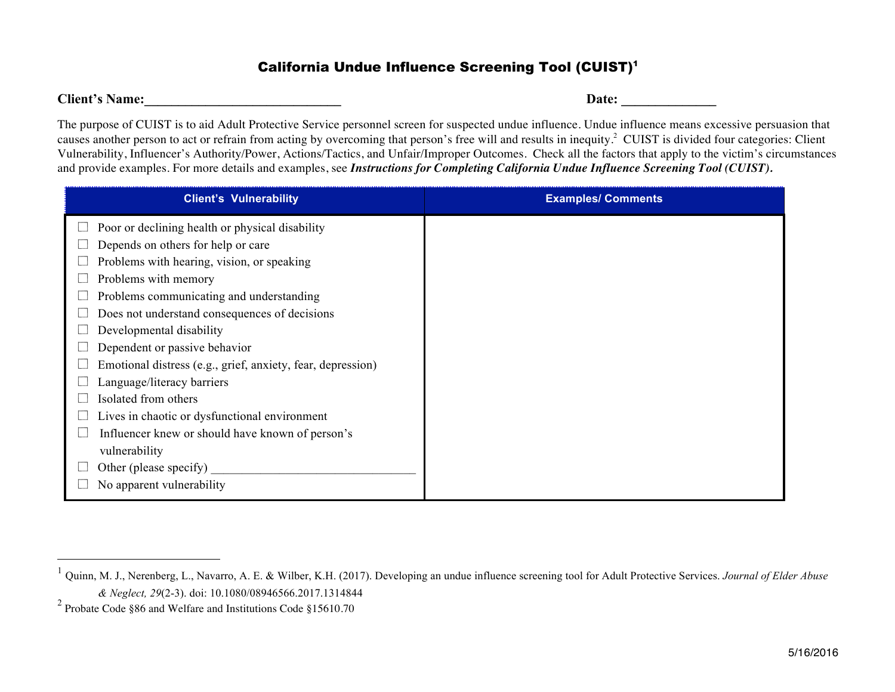# California Undue Influence Screening Tool (CUIST)[1]

**Client's Name:____________________________** **Date: ______________**

The purpose of CUIST is to aid Adult Protective Service personnel screen for suspected undue influence. Undue influence means excessive persuasion that causes another person to act or refrain from acting by overcoming that person's free will and results in inequity.[2] CUIST is divided four categories: Client Vulnerability, Influencer's Authority/Power, Actions/Tactics, and Unfair/Improper Outcomes. Check all the factors that apply to the victim's circumstances and provide examples. For more details and examples, see ***Instructions for Completing California Undue Influence Screening Tool (CUIST).***

| Client's Vulnerability | Examples/ Comments |
|---|---|
| ☐ Poor or declining health or physical disability<br>☐ Depends on others for help or care<br>☐ Problems with hearing, vision, or speaking<br>☐ Problems with memory<br>☐ Problems communicating and understanding<br>☐ Does not understand consequences of decisions<br>☐ Developmental disability<br>☐ Dependent or passive behavior<br>☐ Emotional distress (e.g., grief, anxiety, fear, depression)<br>☐ Language/literacy barriers<br>☐ Isolated from others<br>☐ Lives in chaotic or dysfunctional environment<br>☐ Influencer knew or should have known of person's vulnerability<br>☐ Other (please specify) ________________________________<br>☐ No apparent vulnerability | |

---

[1] Quinn, M. J., Nerenberg, L., Navarro, A. E. & Wilber, K.H. (2017). Developing an undue influence screening tool for Adult Protective Services. *Journal of Elder Abuse & Neglect, 29*(2-3). doi: 10.1080/08946566.2017.1314844

[2] Probate Code §86 and Welfare and Institutions Code §15610.70

5/16/2016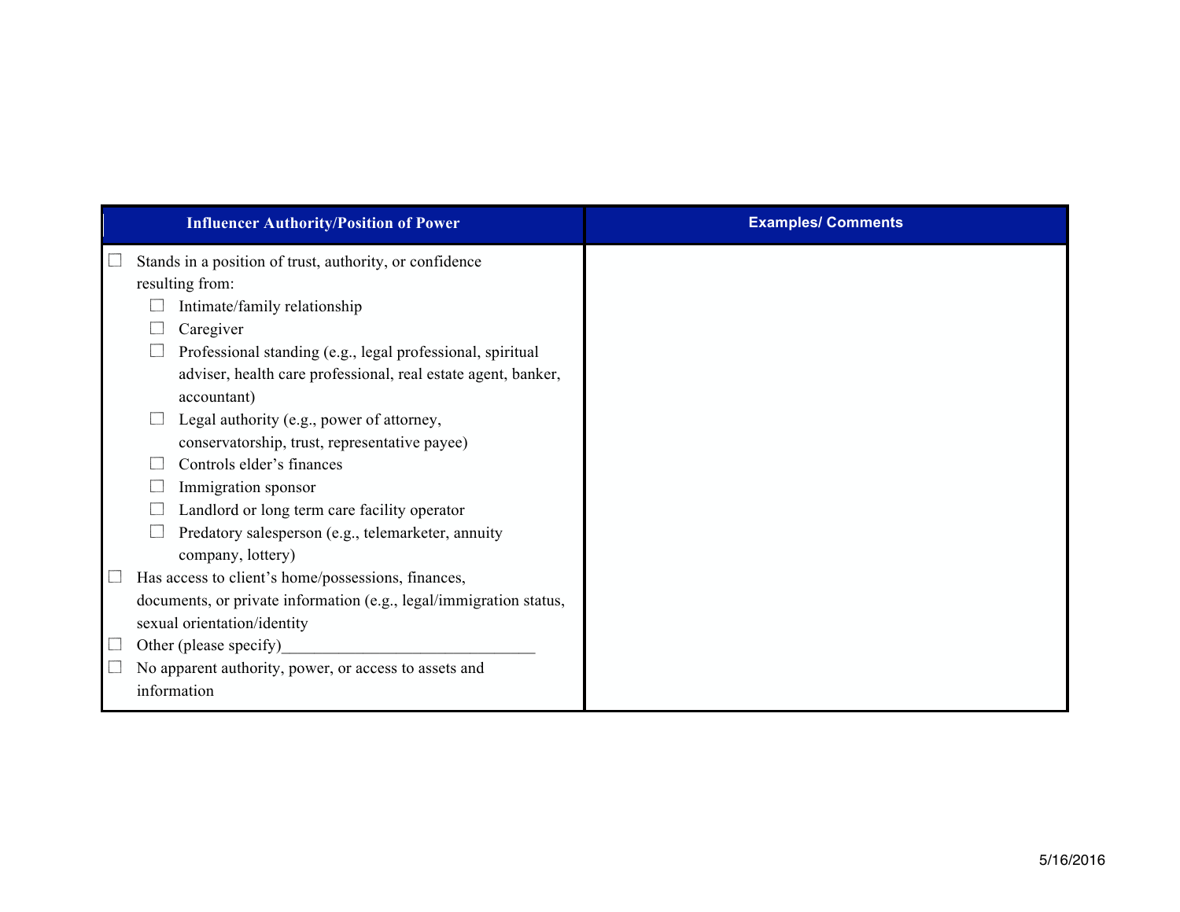| Influencer Authority/Position of Power | Examples/ Comments |
| --- | --- |
| ☐ Stands in a position of trust, authority, or confidence resulting from:<br>&nbsp;&nbsp;&nbsp;&nbsp;☐ Intimate/family relationship<br>&nbsp;&nbsp;&nbsp;&nbsp;☐ Caregiver<br>&nbsp;&nbsp;&nbsp;&nbsp;☐ Professional standing (e.g., legal professional, spiritual adviser, health care professional, real estate agent, banker, accountant)<br>&nbsp;&nbsp;&nbsp;&nbsp;☐ Legal authority (e.g., power of attorney, conservatorship, trust, representative payee)<br>&nbsp;&nbsp;&nbsp;&nbsp;☐ Controls elder's finances<br>&nbsp;&nbsp;&nbsp;&nbsp;☐ Immigration sponsor<br>&nbsp;&nbsp;&nbsp;&nbsp;☐ Landlord or long term care facility operator<br>&nbsp;&nbsp;&nbsp;&nbsp;☐ Predatory salesperson (e.g., telemarketer, annuity company, lottery)<br>☐ Has access to client's home/possessions, finances, documents, or private information (e.g., legal/immigration status, sexual orientation/identity<br>☐ Other (please specify)_______________________________<br>☐ No apparent authority, power, or access to assets and information | |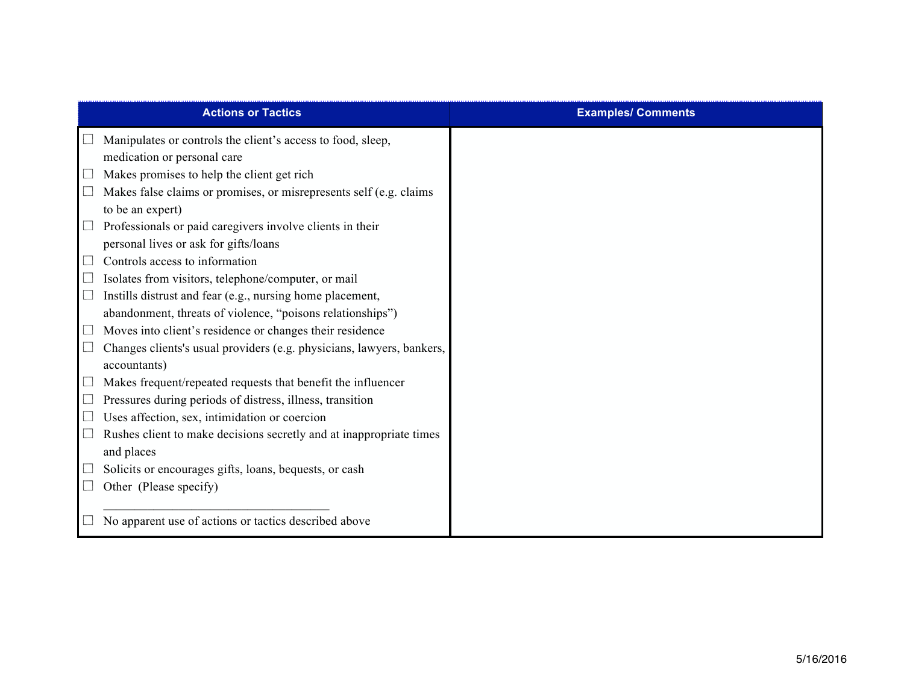| Actions or Tactics | Examples/ Comments |
|---|---|
| ☐ Manipulates or controls the client's access to food, sleep, medication or personal care<br>☐ Makes promises to help the client get rich<br>☐ Makes false claims or promises, or misrepresents self (e.g. claims to be an expert)<br>☐ Professionals or paid caregivers involve clients in their personal lives or ask for gifts/loans<br>☐ Controls access to information<br>☐ Isolates from visitors, telephone/computer, or mail<br>☐ Instills distrust and fear (e.g., nursing home placement, abandonment, threats of violence, "poisons relationships")<br>☐ Moves into client's residence or changes their residence<br>☐ Changes clients's usual providers (e.g. physicians, lawyers, bankers, accountants)<br>☐ Makes frequent/repeated requests that benefit the influencer<br>☐ Pressures during periods of distress, illness, transition<br>☐ Uses affection, sex, intimidation or coercion<br>☐ Rushes client to make decisions secretly and at inappropriate times and places<br>☐ Solicits or encourages gifts, loans, bequests, or cash<br>☐ Other (Please specify)<br>___________________________________<br>☐ No apparent use of actions or tactics described above | |

5/16/2016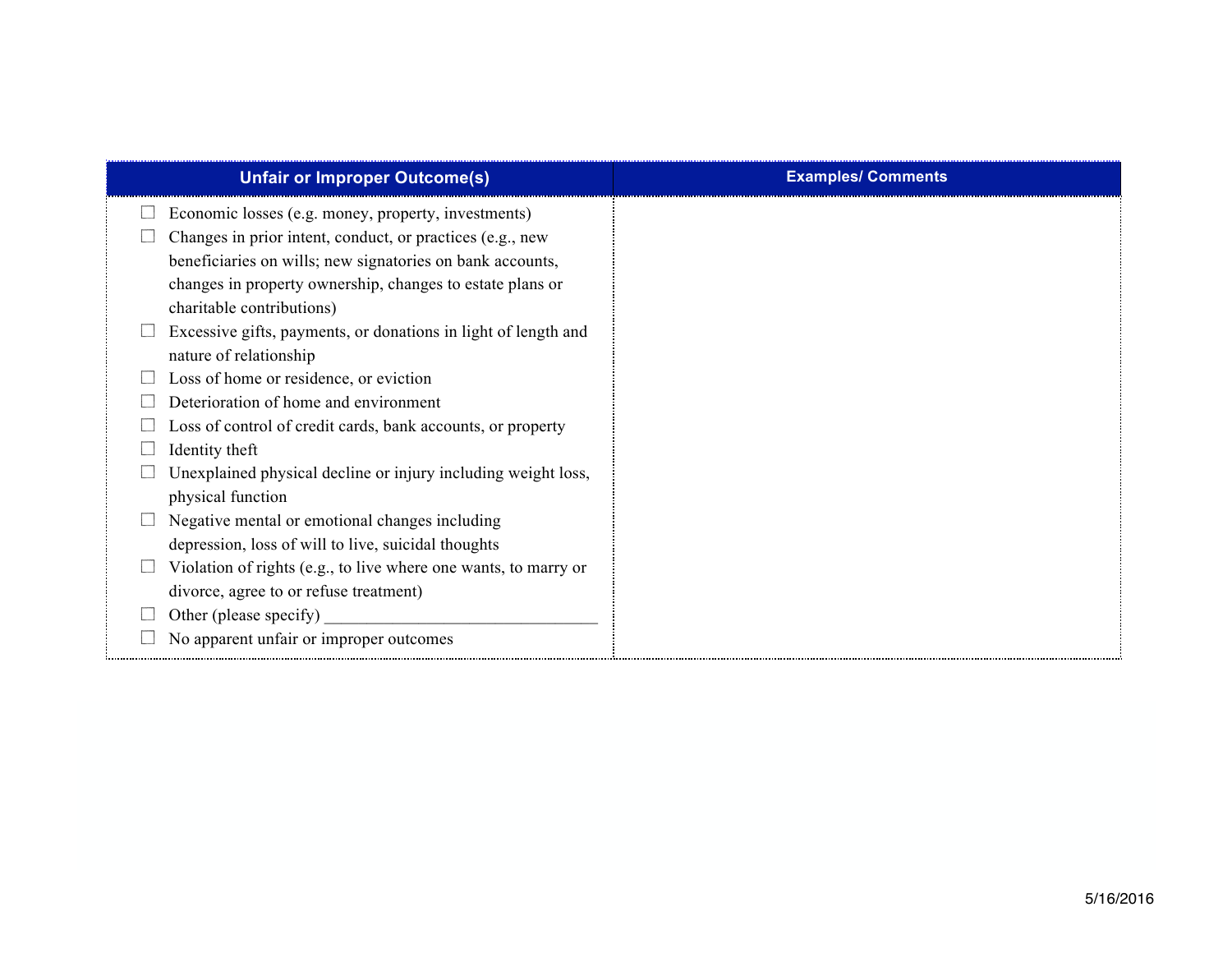| Unfair or Improper Outcome(s) | Examples/ Comments |
|---|---|
| ☐ Economic losses (e.g. money, property, investments)<br>☐ Changes in prior intent, conduct, or practices (e.g., new beneficiaries on wills; new signatories on bank accounts, changes in property ownership, changes to estate plans or charitable contributions)<br>☐ Excessive gifts, payments, or donations in light of length and nature of relationship<br>☐ Loss of home or residence, or eviction<br>☐ Deterioration of home and environment<br>☐ Loss of control of credit cards, bank accounts, or property<br>☐ Identity theft<br>☐ Unexplained physical decline or injury including weight loss, physical function<br>☐ Negative mental or emotional changes including depression, loss of will to live, suicidal thoughts<br>☐ Violation of rights (e.g., to live where one wants, to marry or divorce, agree to or refuse treatment)<br>☐ Other (please specify) ________________________________<br>☐ No apparent unfair or improper outcomes | |

5/16/2016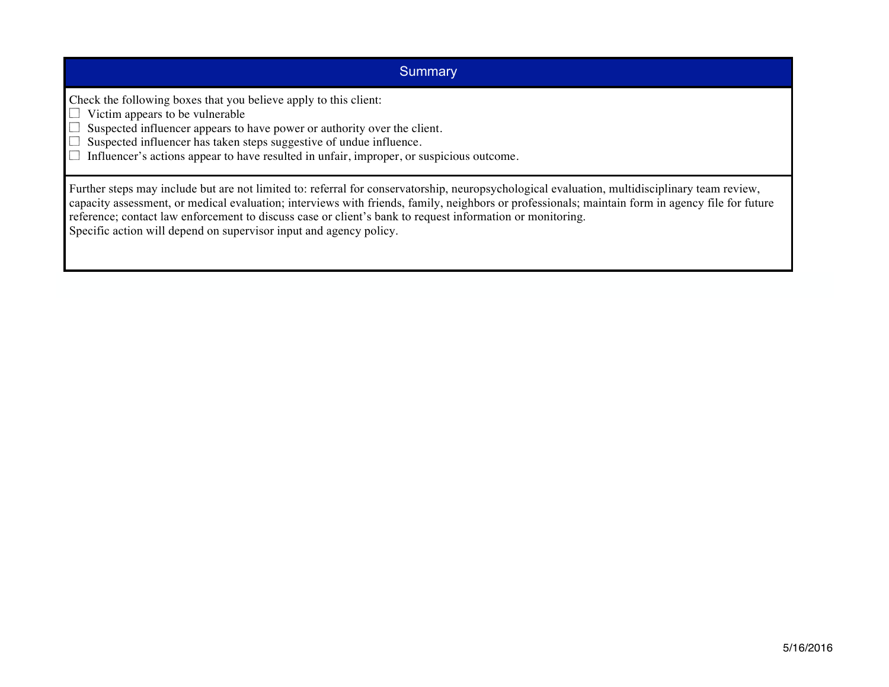## Summary

Check the following boxes that you believe apply to this client:

- ☐ Victim appears to be vulnerable
- ☐ Suspected influencer appears to have power or authority over the client.
- ☐ Suspected influencer has taken steps suggestive of undue influence.
- ☐ Influencer's actions appear to have resulted in unfair, improper, or suspicious outcome.

Further steps may include but are not limited to: referral for conservatorship, neuropsychological evaluation, multidisciplinary team review, capacity assessment, or medical evaluation; interviews with friends, family, neighbors or professionals; maintain form in agency file for future reference; contact law enforcement to discuss case or client's bank to request information or monitoring.
Specific action will depend on supervisor input and agency policy.

5/16/2016